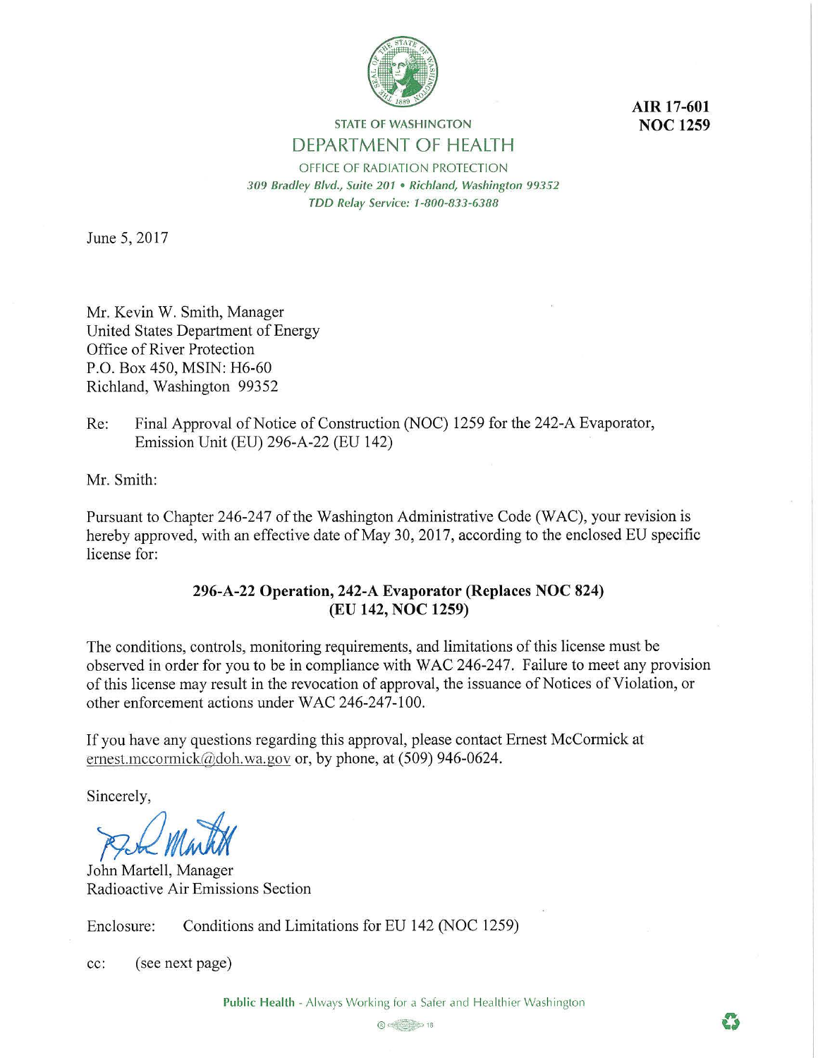**AIR 17-601**
**NOC 1259**

STATE OF WASHINGTON

DEPARTMENT OF HEALTH

OFFICE OF RADIATION PROTECTION

*309 Bradley Blvd., Suite 201 • Richland, Washington 99352*

*TDD Relay Service: 1-800-833-6388*

June 5, 2017

Mr. Kevin W. Smith, Manager
United States Department of Energy
Office of River Protection
P.O. Box 450, MSIN: H6-60
Richland, Washington 99352

Re: Final Approval of Notice of Construction (NOC) 1259 for the 242-A Evaporator, Emission Unit (EU) 296-A-22 (EU 142)

Mr. Smith:

Pursuant to Chapter 246-247 of the Washington Administrative Code (WAC), your revision is hereby approved, with an effective date of May 30, 2017, according to the enclosed EU specific license for:

**296-A-22 Operation, 242-A Evaporator (Replaces NOC 824)**
**(EU 142, NOC 1259)**

The conditions, controls, monitoring requirements, and limitations of this license must be observed in order for you to be in compliance with WAC 246-247. Failure to meet any provision of this license may result in the revocation of approval, the issuance of Notices of Violation, or other enforcement actions under WAC 246-247-100.

If you have any questions regarding this approval, please contact Ernest McCormick at ernest.mccormick@doh.wa.gov or, by phone, at (509) 946-0624.

Sincerely,

John Martell, Manager
Radioactive Air Emissions Section

Enclosure: Conditions and Limitations for EU 142 (NOC 1259)

cc: (see next page)

Public Health - Always Working for a Safer and Healthier Washington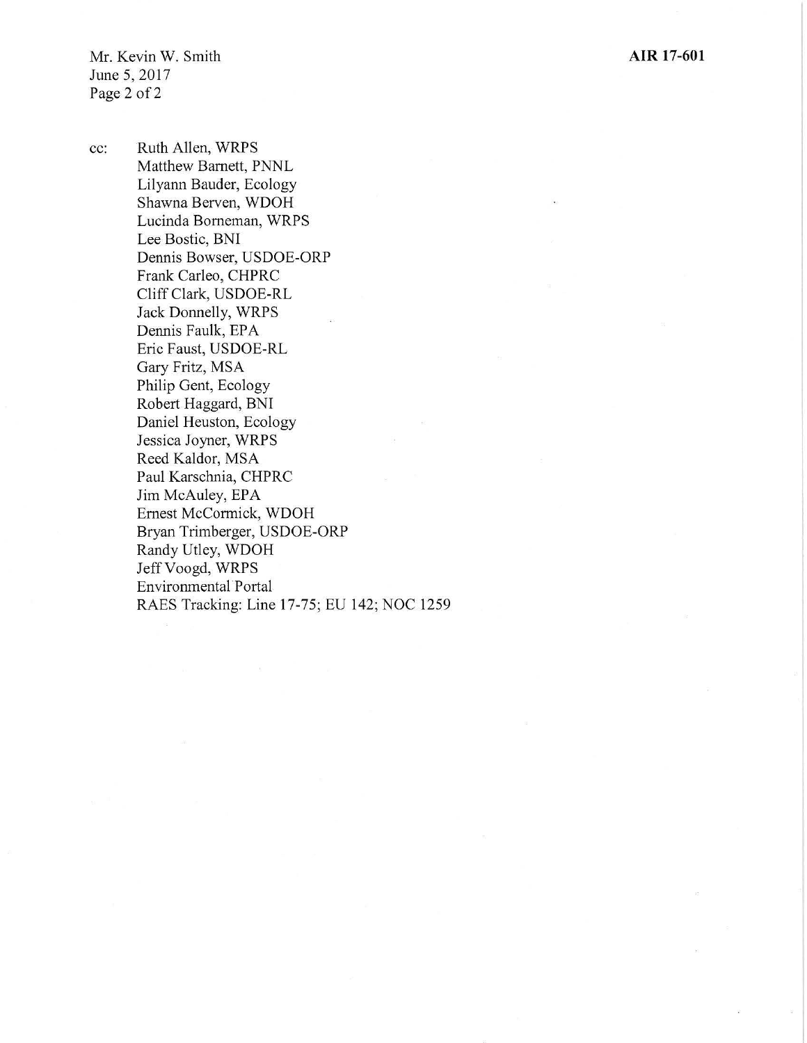cc: Ruth Allen, WRPS
Matthew Barnett, PNNL
Lilyann Bauder, Ecology
Shawna Berven, WDOH
Lucinda Borneman, WRPS
Lee Bostic, BNI
Dennis Bowser, USDOE-ORP
Frank Carleo, CHPRC
Cliff Clark, USDOE-RL
Jack Donnelly, WRPS
Dennis Faulk, EPA
Eric Faust, USDOE-RL
Gary Fritz, MSA
Philip Gent, Ecology
Robert Haggard, BNI
Daniel Heuston, Ecology
Jessica Joyner, WRPS
Reed Kaldor, MSA
Paul Karschnia, CHPRC
Jim McAuley, EPA
Ernest McCormick, WDOH
Bryan Trimberger, USDOE-ORP
Randy Utley, WDOH
Jeff Voogd, WRPS
Environmental Portal
RAES Tracking: Line 17-75; EU 142; NOC 1259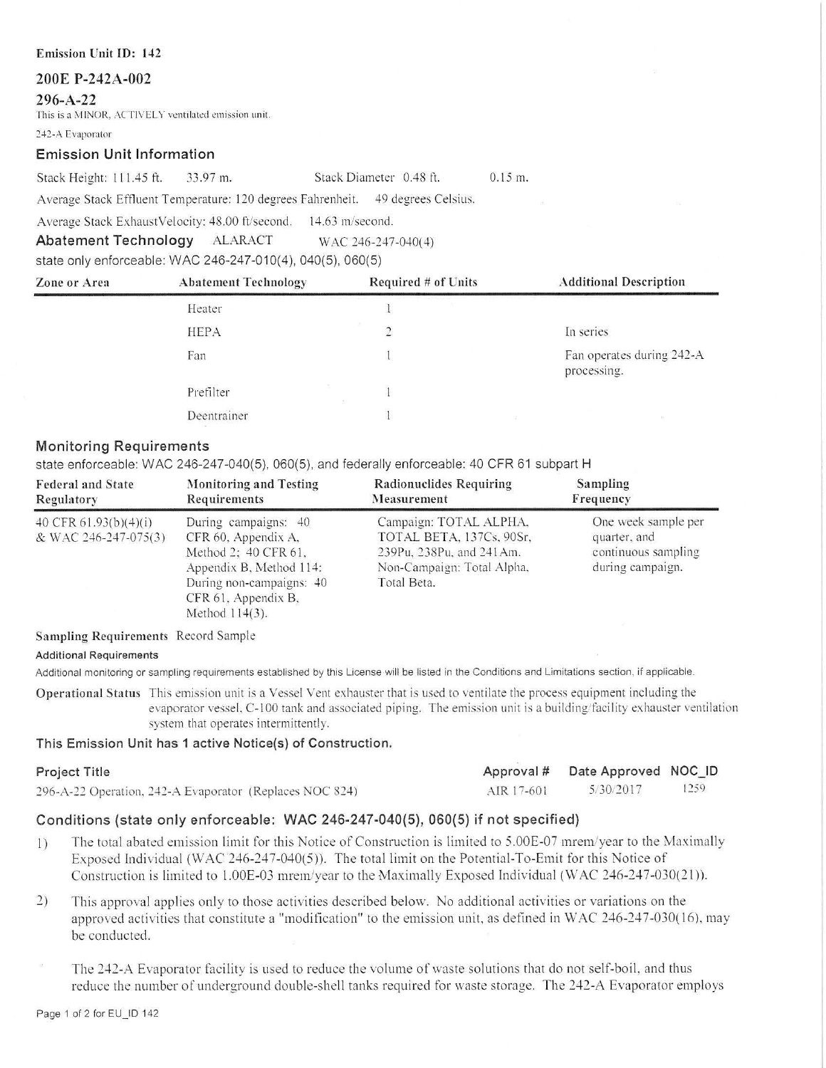**Emission Unit ID: 142**

## 200E P-242A-002

## 296-A-22

This is a MINOR, ACTIVELY ventilated emission unit.

242-A Evaporator

### Emission Unit Information

Stack Height: 111.45 ft. 33.97 m. Stack Diameter 0.48 ft. 0.15 m.

Average Stack Effluent Temperature: 120 degrees Fahrenheit. 49 degrees Celsius.

Average Stack ExhaustVelocity: 48.00 ft/second. 14.63 m/second.

### Abatement Technology ALARACT WAC 246-247-040(4)

state only enforceable: WAC 246-247-010(4), 040(5), 060(5)

| Zone or Area | Abatement Technology | Required # of Units | Additional Description |
|---|---|---|---|
| | Heater | 1 | |
| | HEPA | 2 | In series |
| | Fan | 1 | Fan operates during 242-A processing. |
| | Prefilter | 1 | |
| | Deentrainer | 1 | |

### Monitoring Requirements

state enforceable: WAC 246-247-040(5), 060(5), and federally enforceable: 40 CFR 61 subpart H

| Federal and State Regulatory | Monitoring and Testing Requirements | Radionuclides Requiring Measurement | Sampling Frequency |
|---|---|---|---|
| 40 CFR 61.93(b)(4)(i) & WAC 246-247-075(3) | During campaigns: 40 CFR 60, Appendix A, Method 2; 40 CFR 61, Appendix B, Method 114: During non-campaigns: 40 CFR 61, Appendix B, Method 114(3). | Campaign: TOTAL ALPHA, TOTAL BETA, 137Cs, 90Sr, 239Pu, 238Pu, and 241Am. Non-Campaign: Total Alpha, Total Beta. | One week sample per quarter, and continuous sampling during campaign. |

**Sampling Requirements** Record Sample

**Additional Requirements**

Additional monitoring or sampling requirements established by this License will be listed in the Conditions and Limitations section, if applicable.

**Operational Status** This emission unit is a Vessel Vent exhauster that is used to ventilate the process equipment including the evaporator vessel, C-100 tank and associated piping. The emission unit is a building/facility exhauster ventilation system that operates intermittently.

### This Emission Unit has 1 active Notice(s) of Construction.

| Project Title | Approval # | Date Approved | NOC_ID |
|---|---|---|---|
| 296-A-22 Operation, 242-A Evaporator (Replaces NOC 824) | AIR 17-601 | 5/30/2017 | 1259 |

### Conditions (state only enforceable: WAC 246-247-040(5), 060(5) if not specified)

1) The total abated emission limit for this Notice of Construction is limited to 5.00E-07 mrem/year to the Maximally Exposed Individual (WAC 246-247-040(5)). The total limit on the Potential-To-Emit for this Notice of Construction is limited to 1.00E-03 mrem/year to the Maximally Exposed Individual (WAC 246-247-030(21)).

2) This approval applies only to those activities described below. No additional activities or variations on the approved activities that constitute a "modification" to the emission unit, as defined in WAC 246-247-030(16), may be conducted.

The 242-A Evaporator facility is used to reduce the volume of waste solutions that do not self-boil, and thus reduce the number of underground double-shell tanks required for waste storage. The 242-A Evaporator employs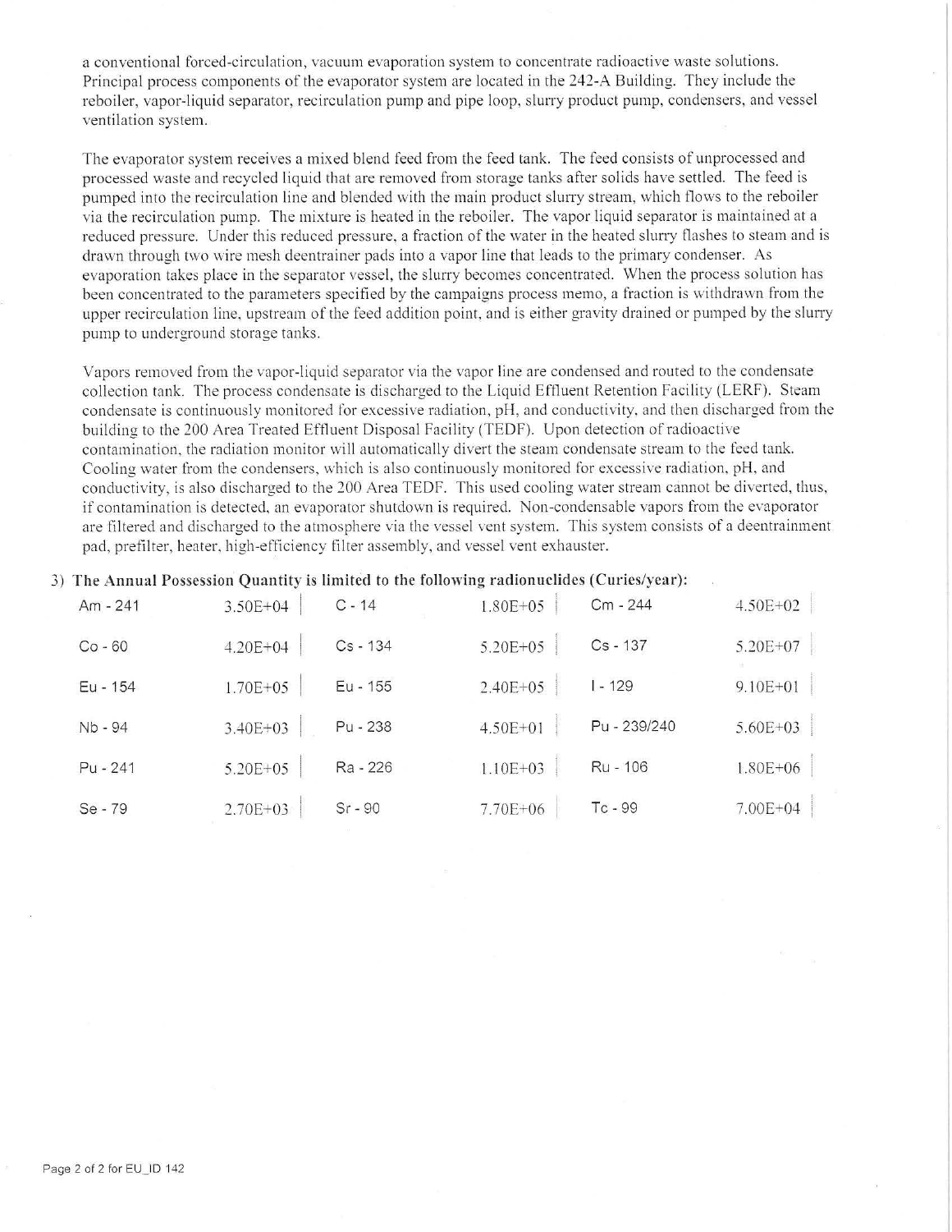a conventional forced-circulation, vacuum evaporation system to concentrate radioactive waste solutions. Principal process components of the evaporator system are located in the 242-A Building. They include the reboiler, vapor-liquid separator, recirculation pump and pipe loop, slurry product pump, condensers, and vessel ventilation system.

The evaporator system receives a mixed blend feed from the feed tank. The feed consists of unprocessed and processed waste and recycled liquid that are removed from storage tanks after solids have settled. The feed is pumped into the recirculation line and blended with the main product slurry stream, which flows to the reboiler via the recirculation pump. The mixture is heated in the reboiler. The vapor liquid separator is maintained at a reduced pressure. Under this reduced pressure, a fraction of the water in the heated slurry flashes to steam and is drawn through two wire mesh deentrainer pads into a vapor line that leads to the primary condenser. As evaporation takes place in the separator vessel, the slurry becomes concentrated. When the process solution has been concentrated to the parameters specified by the campaigns process memo, a fraction is withdrawn from the upper recirculation line, upstream of the feed addition point, and is either gravity drained or pumped by the slurry pump to underground storage tanks.

Vapors removed from the vapor-liquid separator via the vapor line are condensed and routed to the condensate collection tank. The process condensate is discharged to the Liquid Effluent Retention Facility (LERF). Steam condensate is continuously monitored for excessive radiation, pH, and conductivity, and then discharged from the building to the 200 Area Treated Effluent Disposal Facility (TEDF). Upon detection of radioactive contamination, the radiation monitor will automatically divert the steam condensate stream to the feed tank. Cooling water from the condensers, which is also continuously monitored for excessive radiation, pH, and conductivity, is also discharged to the 200 Area TEDF. This used cooling water stream cannot be diverted, thus, if contamination is detected, an evaporator shutdown is required. Non-condensable vapors from the evaporator are filtered and discharged to the atmosphere via the vessel vent system. This system consists of a deentrainment pad, prefilter, heater, high-efficiency filter assembly, and vessel vent exhauster.

3) **The Annual Possession Quantity is limited to the following radionuclides (Curies/year):**

| | | | | | |
|---|---|---|---|---|---|
| Am - 241 | 3.50E+04 | C - 14 | 1.80E+05 | Cm - 244 | 4.50E+02 |
| Co - 60 | 4.20E+04 | Cs - 134 | 5.20E+05 | Cs - 137 | 5.20E+07 |
| Eu - 154 | 1.70E+05 | Eu - 155 | 2.40E+05 | I - 129 | 9.10E+01 |
| Nb - 94 | 3.40E+03 | Pu - 238 | 4.50E+01 | Pu - 239/240 | 5.60E+03 |
| Pu - 241 | 5.20E+05 | Ra - 226 | 1.10E+03 | Ru - 106 | 1.80E+06 |
| Se - 79 | 2.70E+03 | Sr - 90 | 7.70E+06 | Tc - 99 | 7.00E+04 |